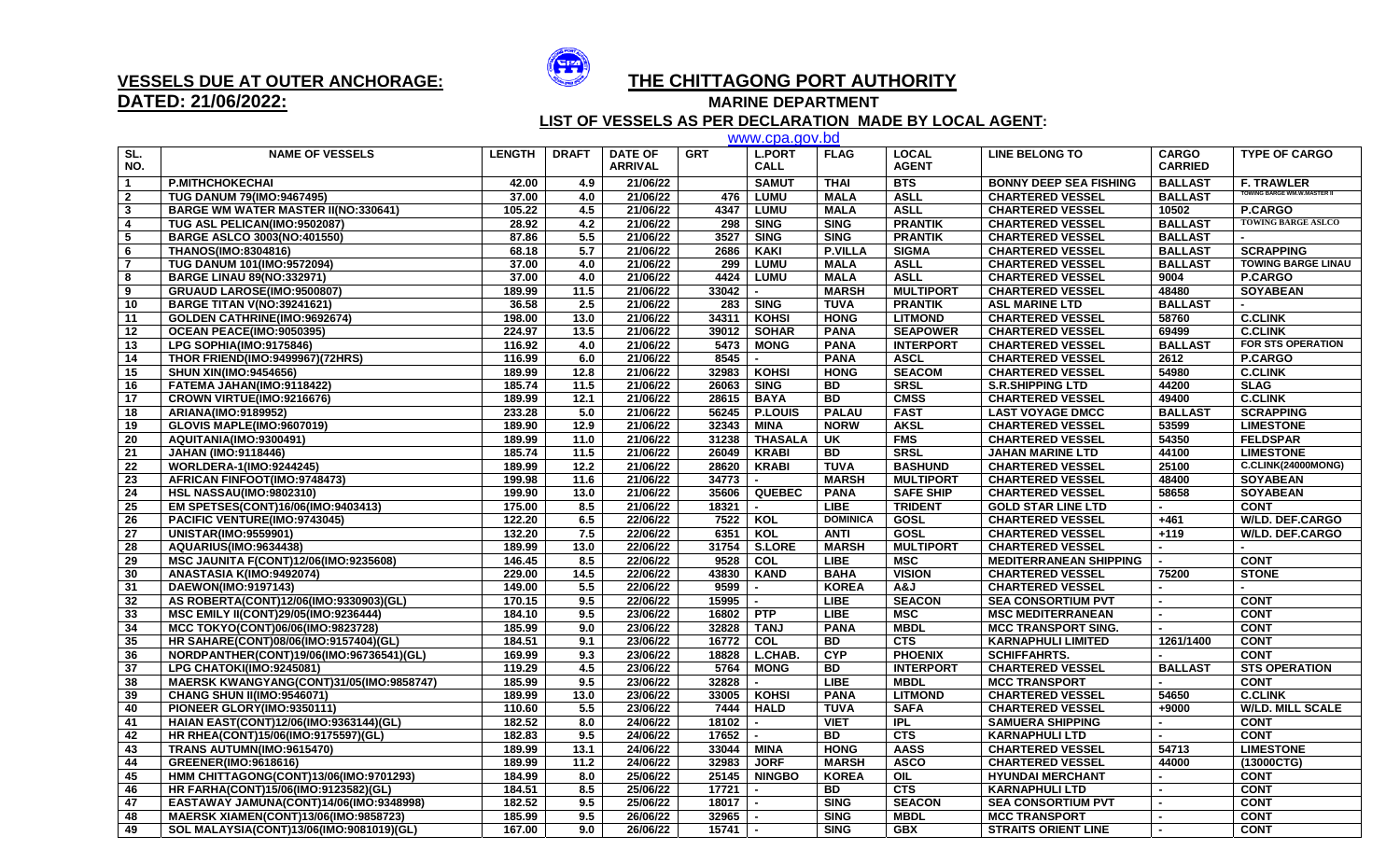**VESSELS DUE AT OUTER ANCHORAGE:**
**DATED: 21/06/2022:**

## THE CHITTAGONG PORT AUTHORITY

### MARINE DEPARTMENT

### LIST OF VESSELS AS PER DECLARATION MADE BY LOCAL AGENT:

www.cpa.gov.bd

| SL. NO. | NAME OF VESSELS | LENGTH | DRAFT | DATE OF ARRIVAL | GRT | L.PORT CALL | FLAG | LOCAL AGENT | LINE BELONG TO | CARGO CARRIED | TYPE OF CARGO |
|---|---|---|---|---|---|---|---|---|---|---|---|
| 1 | P.MITHCHOKECHAI | 42.00 | 4.9 | 21/06/22 | | SAMUT | THAI | BTS | BONNY DEEP SEA FISHING | BALLAST | F. TRAWLER |
| 2 | TUG DANUM 79(IMO:9467495) | 37.00 | 4.0 | 21/06/22 | 476 | LUMU | MALA | ASLL | CHARTERED VESSEL | BALLAST | TOWING BARGE WM.W.MASTER II |
| 3 | BARGE WM WATER MASTER II(NO:330641) | 105.22 | 4.5 | 21/06/22 | 4347 | LUMU | MALA | ASLL | CHARTERED VESSEL | 10502 | P.CARGO |
| 4 | TUG ASL PELICAN(IMO:9502087) | 28.92 | 4.2 | 21/06/22 | 298 | SING | SING | PRANTIK | CHARTERED VESSEL | BALLAST | TOWING BARGE ASLCO |
| 5 | BARGE ASLCO 3003(NO:401550) | 87.86 | 5.5 | 21/06/22 | 3527 | SING | SING | PRANTIK | CHARTERED VESSEL | BALLAST | - |
| 6 | THANOS(IMO:8304816) | 68.18 | 5.7 | 21/06/22 | 2686 | KAKI | P.VILLA | SIGMA | CHARTERED VESSEL | BALLAST | SCRAPPING |
| 7 | TUG DANUM 101(IMO:9572094) | 37.00 | 4.0 | 21/06/22 | 299 | LUMU | MALA | ASLL | CHARTERED VESSEL | BALLAST | TOWING BARGE LINAU |
| 8 | BARGE LINAU 89(NO:332971) | 37.00 | 4.0 | 21/06/22 | 4424 | LUMU | MALA | ASLL | CHARTERED VESSEL | 9004 | P.CARGO |
| 9 | GRUAUD LAROSE(IMO:9500807) | 189.99 | 11.5 | 21/06/22 | 33042 | - | MARSH | MULTIPORT | CHARTERED VESSEL | 48480 | SOYABEAN |
| 10 | BARGE TITAN V(NO:39241621) | 36.58 | 2.5 | 21/06/22 | 283 | SING | TUVA | PRANTIK | ASL MARINE LTD | BALLAST | - |
| 11 | GOLDEN CATHRINE(IMO:9692674) | 198.00 | 13.0 | 21/06/22 | 34311 | KOHSI | HONG | LITMOND | CHARTERED VESSEL | 58760 | C.CLINK |
| 12 | OCEAN PEACE(IMO:9050395) | 224.97 | 13.5 | 21/06/22 | 39012 | SOHAR | PANA | SEAPOWER | CHARTERED VESSEL | 69499 | C.CLINK |
| 13 | LPG SOPHIA(IMO:9175846) | 116.92 | 4.0 | 21/06/22 | 5473 | MONG | PANA | INTERPORT | CHARTERED VESSEL | BALLAST | FOR STS OPERATION |
| 14 | THOR FRIEND(IMO:9499967)(72HRS) | 116.99 | 6.0 | 21/06/22 | 8545 | - | PANA | ASCL | CHARTERED VESSEL | 2612 | P.CARGO |
| 15 | SHUN XIN(IMO:9454656) | 189.99 | 12.8 | 21/06/22 | 32983 | KOHSI | HONG | SEACOM | CHARTERED VESSEL | 54980 | C.CLINK |
| 16 | FATEMA JAHAN(IMO:9118422) | 185.74 | 11.5 | 21/06/22 | 26063 | SING | BD | SRSL | S.R.SHIPPING LTD | 44200 | SLAG |
| 17 | CROWN VIRTUE(IMO:9216676) | 189.99 | 12.1 | 21/06/22 | 28615 | BAYA | BD | CMSS | CHARTERED VESSEL | 49400 | C.CLINK |
| 18 | ARIANA(IMO:9189952) | 233.28 | 5.0 | 21/06/22 | 56245 | P.LOUIS | PALAU | FAST | LAST VOYAGE DMCC | BALLAST | SCRAPPING |
| 19 | GLOVIS MAPLE(IMO:9607019) | 189.90 | 12.9 | 21/06/22 | 32343 | MINA | NORW | AKSL | CHARTERED VESSEL | 53599 | LIMESTONE |
| 20 | AQUITANIA(IMO:9300491) | 189.99 | 11.0 | 21/06/22 | 31238 | THASALA | UK | FMS | CHARTERED VESSEL | 54350 | FELDSPAR |
| 21 | JAHAN (IMO:9118446) | 185.74 | 11.5 | 21/06/22 | 26049 | KRABI | BD | SRSL | JAHAN MARINE LTD | 44100 | LIMESTONE |
| 22 | WORLDERA-1(IMO:9244245) | 189.99 | 12.2 | 21/06/22 | 28620 | KRABI | TUVA | BASHUND | CHARTERED VESSEL | 25100 | C.CLINK(24000MONG) |
| 23 | AFRICAN FINFOOT(IMO:9748473) | 199.98 | 11.6 | 21/06/22 | 34773 | - | MARSH | MULTIPORT | CHARTERED VESSEL | 48400 | SOYABEAN |
| 24 | HSL NASSAU(IMO:9802310) | 199.90 | 13.0 | 21/06/22 | 35606 | QUEBEC | PANA | SAFE SHIP | CHARTERED VESSEL | 58658 | SOYABEAN |
| 25 | EM SPETSES(CONT)16/06(IMO:9403413) | 175.00 | 8.5 | 21/06/22 | 18321 | - | LIBE | TRIDENT | GOLD STAR LINE LTD | - | CONT |
| 26 | PACIFIC VENTURE(IMO:9743045) | 122.20 | 6.5 | 22/06/22 | 7522 | KOL | DOMINICA | GOSL | CHARTERED VESSEL | +461 | W/LD. DEF.CARGO |
| 27 | UNISTAR(IMO:9559901) | 132.20 | 7.5 | 22/06/22 | 6351 | KOL | ANTI | GOSL | CHARTERED VESSEL | +119 | W/LD. DEF.CARGO |
| 28 | AQUARIUS(IMO:9634438) | 189.99 | 13.0 | 22/06/22 | 31754 | S.LORE | MARSH | MULTIPORT | CHARTERED VESSEL | - | - |
| 29 | MSC JAUNITA F(CONT)12/06(IMO:9235608) | 146.45 | 8.5 | 22/06/22 | 9528 | COL | LIBE | MSC | MEDITERRANEAN SHIPPING | - | CONT |
| 30 | ANASTASIA K(IMO:9492074) | 229.00 | 14.5 | 22/06/22 | 43830 | KAND | BAHA | VISION | CHARTERED VESSEL | 75200 | STONE |
| 31 | DAEWON(IMO:9197143) | 149.00 | 5.5 | 22/06/22 | 9599 | - | KOREA | A&J | CHARTERED VESSEL | - | - |
| 32 | AS ROBERTA(CONT)12/06(IMO:9330903)(GL) | 170.15 | 9.5 | 22/06/22 | 15995 | - | LIBE | SEACON | SEA CONSORTIUM PVT | - | CONT |
| 33 | MSC EMILY II(CONT)29/05(IMO:9236444) | 184.10 | 9.5 | 23/06/22 | 16802 | PTP | LIBE | MSC | MSC MEDITERRANEAN | - | CONT |
| 34 | MCC TOKYO(CONT)06/06(IMO:9823728) | 185.99 | 9.0 | 23/06/22 | 32828 | TANJ | PANA | MBDL | MCC TRANSPORT SING. | - | CONT |
| 35 | HR SAHARE(CONT)08/06(IMO:9157404)(GL) | 184.51 | 9.1 | 23/06/22 | 16772 | COL | BD | CTS | KARNAPHULI LIMITED | 1261/1400 | CONT |
| 36 | NORDPANTHER(CONT)19/06(IMO:96736541)(GL) | 169.99 | 9.3 | 23/06/22 | 18828 | L.CHAB. | CYP | PHOENIX | SCHIFFAHRTS. | - | CONT |
| 37 | LPG CHATOKI(IMO:9245081) | 119.29 | 4.5 | 23/06/22 | 5764 | MONG | BD | INTERPORT | CHARTERED VESSEL | BALLAST | STS OPERATION |
| 38 | MAERSK KWANGYANG(CONT)31/05(IMO:9858747) | 185.99 | 9.5 | 23/06/22 | 32828 | - | LIBE | MBDL | MCC TRANSPORT | - | CONT |
| 39 | CHANG SHUN II(IMO:9546071) | 189.99 | 13.0 | 23/06/22 | 33005 | KOHSI | PANA | LITMOND | CHARTERED VESSEL | 54650 | C.CLINK |
| 40 | PIONEER GLORY(IMO:9350111) | 110.60 | 5.5 | 23/06/22 | 7444 | HALD | TUVA | SAFA | CHARTERED VESSEL | +9000 | W/LD. MILL SCALE |
| 41 | HAIAN EAST(CONT)12/06(IMO:9363144)(GL) | 182.52 | 8.0 | 24/06/22 | 18102 | - | VIET | IPL | SAMUERA SHIPPING | - | CONT |
| 42 | HR RHEA(CONT)15/06(IMO:9175597)(GL) | 182.83 | 9.5 | 24/06/22 | 17652 | - | BD | CTS | KARNAPHULI LTD | - | CONT |
| 43 | TRANS AUTUMN(IMO:9615470) | 189.99 | 13.1 | 24/06/22 | 33044 | MINA | HONG | AASS | CHARTERED VESSEL | 54713 | LIMESTONE |
| 44 | GREENER(IMO:9618616) | 189.99 | 11.2 | 24/06/22 | 32983 | JORF | MARSH | ASCO | CHARTERED VESSEL | 44000 | (13000CTG) |
| 45 | HMM CHITTAGONG(CONT)13/06(IMO:9701293) | 184.99 | 8.0 | 25/06/22 | 25145 | NINGBO | KOREA | OIL | HYUNDAI MERCHANT | - | CONT |
| 46 | HR FARHA(CONT)15/06(IMO:9123582)(GL) | 184.51 | 8.5 | 25/06/22 | 17721 | - | BD | CTS | KARNAPHULI LTD | - | CONT |
| 47 | EASTAWAY JAMUNA(CONT)14/06(IMO:9348998) | 182.52 | 9.5 | 25/06/22 | 18017 | - | SING | SEACON | SEA CONSORTIUM PVT | - | CONT |
| 48 | MAERSK XIAMEN(CONT)13/06(IMO:9858723) | 185.99 | 9.5 | 26/06/22 | 32965 | - | SING | MBDL | MCC TRANSPORT | - | CONT |
| 49 | SOL MALAYSIA(CONT)13/06(IMO:9081019)(GL) | 167.00 | 9.0 | 26/06/22 | 15741 | - | SING | GBX | STRAITS ORIENT LINE | - | CONT |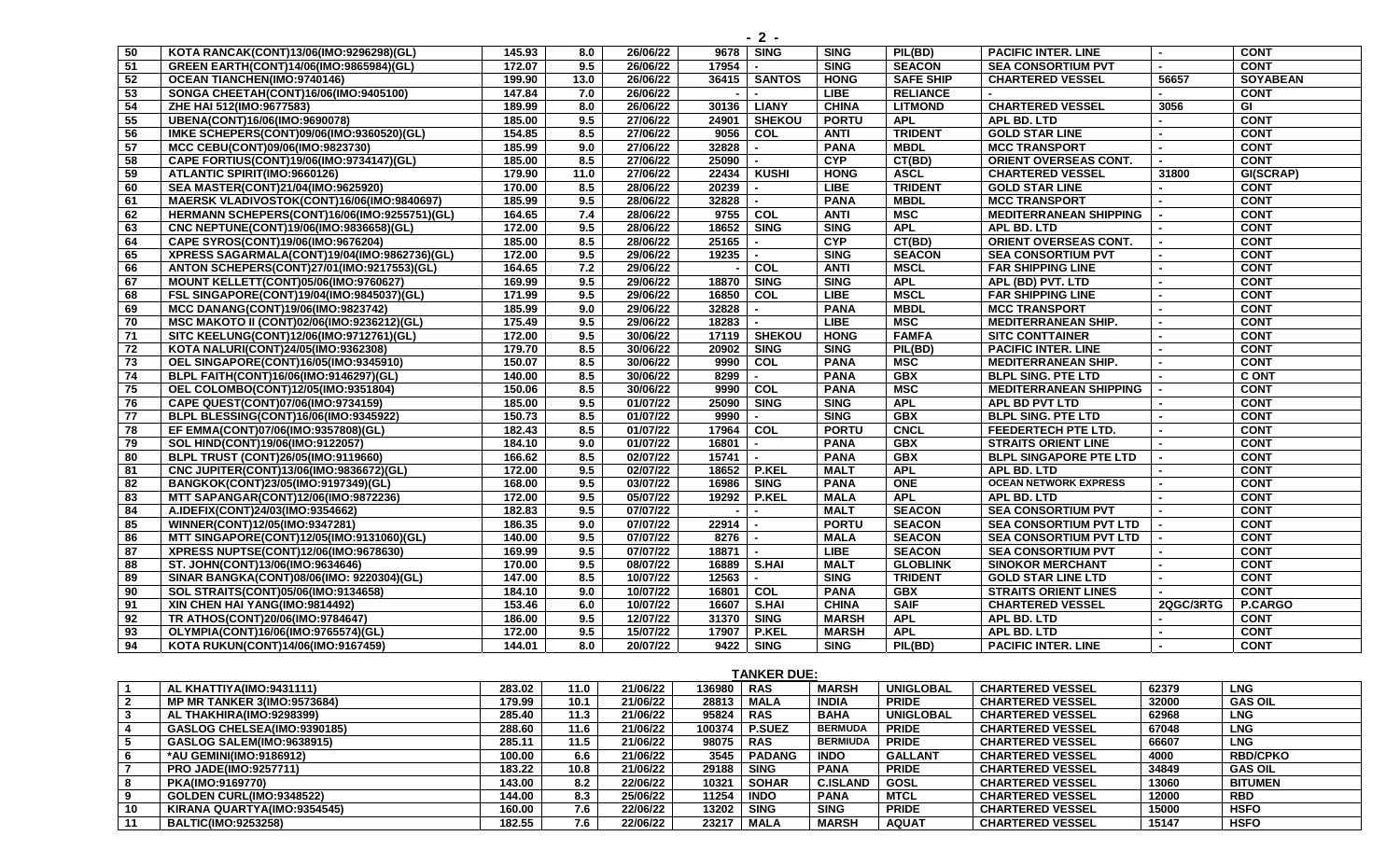| 50 | KOTA RANCAK(CONT)13/06(IMO:9296298)(GL) | 145.93 | 8.0 | 26/06/22 | 9678 | SING | SING | PIL(BD) | PACIFIC INTER. LINE | - | CONT |
|---|---|---|---|---|---|---|---|---|---|---|---|
| 51 | GREEN EARTH(CONT)14/06(IMO:9865984)(GL) | 172.07 | 9.5 | 26/06/22 | 17954 | - | SING | SEACON | SEA CONSORTIUM PVT | - | CONT |
| 52 | OCEAN TIANCHEN(IMO:9740146) | 199.90 | 13.0 | 26/06/22 | 36415 | SANTOS | HONG | SAFE SHIP | CHARTERED VESSEL | 56657 | SOYABEAN |
| 53 | SONGA CHEETAH(CONT)16/06(IMO:9405100) | 147.84 | 7.0 | 26/06/22 | - | - | LIBE | RELIANCE | - | - | CONT |
| 54 | ZHE HAI 512(IMO:9677583) | 189.99 | 8.0 | 26/06/22 | 30136 | LIANY | CHINA | LITMOND | CHARTERED VESSEL | 3056 | GI |
| 55 | UBENA(CONT)16/06(IMO:9690078) | 185.00 | 9.5 | 27/06/22 | 24901 | SHEKOU | PORTU | APL | APL BD. LTD | - | CONT |
| 56 | IMKE SCHEPERS(CONT)09/06(IMO:9360520)(GL) | 154.85 | 8.5 | 27/06/22 | 9056 | COL | ANTI | TRIDENT | GOLD STAR LINE | - | CONT |
| 57 | MCC CEBU(CONT)09/06(IMO:9823730) | 185.99 | 9.0 | 27/06/22 | 32828 | - | PANA | MBDL | MCC TRANSPORT | - | CONT |
| 58 | CAPE FORTIUS(CONT)19/06(IMO:9734147)(GL) | 185.00 | 8.5 | 27/06/22 | 25090 | - | CYP | CT(BD) | ORIENT OVERSEAS CONT. | - | CONT |
| 59 | ATLANTIC SPIRIT(IMO:9660126) | 179.90 | 11.0 | 27/06/22 | 22434 | KUSHI | HONG | ASCL | CHARTERED VESSEL | 31800 | GI(SCRAP) |
| 60 | SEA MASTER(CONT)21/04(IMO:9625920) | 170.00 | 8.5 | 28/06/22 | 20239 | - | LIBE | TRIDENT | GOLD STAR LINE | - | CONT |
| 61 | MAERSK VLADIVOSTOK(CONT)16/06(IMO:9840697) | 185.99 | 9.5 | 28/06/22 | 32828 | - | PANA | MBDL | MCC TRANSPORT | - | CONT |
| 62 | HERMANN SCHEPERS(CONT)16/06(IMO:9255751)(GL) | 164.65 | 7.4 | 28/06/22 | 9755 | COL | ANTI | MSC | MEDITERRANEAN SHIPPING | - | CONT |
| 63 | CNC NEPTUNE(CONT)19/06(IMO:9836658)(GL) | 172.00 | 9.5 | 28/06/22 | 18652 | SING | SING | APL | APL BD. LTD | - | CONT |
| 64 | CAPE SYROS(CONT)19/06(IMO:9676204) | 185.00 | 8.5 | 28/06/22 | 25165 | - | CYP | CT(BD) | ORIENT OVERSEAS CONT. | - | CONT |
| 65 | XPRESS SAGARMALA(CONT)19/04(IMO:9862736)(GL) | 172.00 | 9.5 | 29/06/22 | 19235 | - | SING | SEACON | SEA CONSORTIUM PVT | - | CONT |
| 66 | ANTON SCHEPERS(CONT)27/01(IMO:9217553)(GL) | 164.65 | 7.2 | 29/06/22 | - | COL | ANTI | MSCL | FAR SHIPPING LINE | - | CONT |
| 67 | MOUNT KELLETT(CONT)05/06(IMO:9760627) | 169.99 | 9.5 | 29/06/22 | 18870 | SING | SING | APL | APL (BD) PVT. LTD | - | CONT |
| 68 | FSL SINGAPORE(CONT)19/04(IMO:9845037)(GL) | 171.99 | 9.5 | 29/06/22 | 16850 | COL | LIBE | MSCL | FAR SHIPPING LINE | - | CONT |
| 69 | MCC DANANG(CONT)19/06(IMO:9823742) | 185.99 | 9.0 | 29/06/22 | 32828 | - | PANA | MBDL | MCC TRANSPORT | - | CONT |
| 70 | MSC MAKOTO II (CONT)02/06(IMO:9236212)(GL) | 175.49 | 9.5 | 29/06/22 | 18283 | - | LIBE | MSC | MEDITERRANEAN SHIP. | - | CONT |
| 71 | SITC KEELUNG(CONT)12/06(IMO:9712761)(GL) | 172.00 | 9.5 | 30/06/22 | 17119 | SHEKOU | HONG | FAMFA | SITC CONTTAINER | - | CONT |
| 72 | KOTA NALURI(CONT)24/05(IMO:9362308) | 179.70 | 8.5 | 30/06/22 | 20902 | SING | SING | PIL(BD) | PACIFIC INTER. LINE | - | CONT |
| 73 | OEL SINGAPORE(CONT)16/05(IMO:9345910) | 150.07 | 8.5 | 30/06/22 | 9990 | COL | PANA | MSC | MEDITERRANEAN SHIP. | - | CONT |
| 74 | BLPL FAITH(CONT)16/06(IMO:9146297)(GL) | 140.00 | 8.5 | 30/06/22 | 8299 | - | PANA | GBX | BLPL SING. PTE LTD | - | C ONT |
| 75 | OEL COLOMBO(CONT)12/05(IMO:9351804) | 150.06 | 8.5 | 30/06/22 | 9990 | COL | PANA | MSC | MEDITERRANEAN SHIPPING | - | CONT |
| 76 | CAPE QUEST(CONT)07/06(IMO:9734159) | 185.00 | 9.5 | 01/07/22 | 25090 | SING | SING | APL | APL BD PVT LTD | - | CONT |
| 77 | BLPL BLESSING(CONT)16/06(IMO:9345922) | 150.73 | 8.5 | 01/07/22 | 9990 | - | SING | GBX | BLPL SING. PTE LTD | - | CONT |
| 78 | EF EMMA(CONT)07/06(IMO:9357808)(GL) | 182.43 | 8.5 | 01/07/22 | 17964 | COL | PORTU | CNCL | FEEDERTECH PTE LTD. | - | CONT |
| 79 | SOL HIND(CONT)19/06(IMO:9122057) | 184.10 | 9.0 | 01/07/22 | 16801 | - | PANA | GBX | STRAITS ORIENT LINE | - | CONT |
| 80 | BLPL TRUST (CONT)26/05(IMO:9119660) | 166.62 | 8.5 | 02/07/22 | 15741 | - | PANA | GBX | BLPL SINGAPORE PTE LTD | - | CONT |
| 81 | CNC JUPITER(CONT)13/06(IMO:9836672)(GL) | 172.00 | 9.5 | 02/07/22 | 18652 | P.KEL | MALT | APL | APL BD. LTD | - | CONT |
| 82 | BANGKOK(CONT)23/05(IMO:9197349)(GL) | 168.00 | 9.5 | 03/07/22 | 16986 | SING | PANA | ONE | OCEAN NETWORK EXPRESS | - | CONT |
| 83 | MTT SAPANGAR(CONT)12/06(IMO:9872236) | 172.00 | 9.5 | 05/07/22 | 19292 | P.KEL | MALA | APL | APL BD. LTD | - | CONT |
| 84 | A.IDEFIX(CONT)24/03(IMO:9354662) | 182.83 | 9.5 | 07/07/22 | - | - | MALT | SEACON | SEA CONSORTIUM PVT | - | CONT |
| 85 | WINNER(CONT)12/05(IMO:9347281) | 186.35 | 9.0 | 07/07/22 | 22914 | - | PORTU | SEACON | SEA CONSORTIUM PVT LTD | - | CONT |
| 86 | MTT SINGAPORE(CONT)12/05(IMO:9131060)(GL) | 140.00 | 9.5 | 07/07/22 | 8276 | - | MALA | SEACON | SEA CONSORTIUM PVT LTD | - | CONT |
| 87 | XPRESS NUPTSE(CONT)12/06(IMO:9678630) | 169.99 | 9.5 | 07/07/22 | 18871 | - | LIBE | SEACON | SEA CONSORTIUM PVT | - | CONT |
| 88 | ST. JOHN(CONT)13/06(IMO:9634646) | 170.00 | 9.5 | 08/07/22 | 16889 | S.HAI | MALT | GLOBLINK | SINOKOR MERCHANT | - | CONT |
| 89 | SINAR BANGKA(CONT)08/06(IMO: 9220304)(GL) | 147.00 | 8.5 | 10/07/22 | 12563 | - | SING | TRIDENT | GOLD STAR LINE LTD | - | CONT |
| 90 | SOL STRAITS(CONT)05/06(IMO:9134658) | 184.10 | 9.0 | 10/07/22 | 16801 | COL | PANA | GBX | STRAITS ORIENT LINES | - | CONT |
| 91 | XIN CHEN HAI YANG(IMO:9814492) | 153.46 | 6.0 | 10/07/22 | 16607 | S.HAI | CHINA | SAIF | CHARTERED VESSEL | 2QGC/3RTG | P.CARGO |
| 92 | TR ATHOS(CONT)20/06(IMO:9784647) | 186.00 | 9.5 | 12/07/22 | 31370 | SING | MARSH | APL | APL BD. LTD | - | CONT |
| 93 | OLYMPIA(CONT)16/06(IMO:9765574)(GL) | 172.00 | 9.5 | 15/07/22 | 17907 | P.KEL | MARSH | APL | APL BD. LTD | - | CONT |
| 94 | KOTA RUKUN(CONT)14/06(IMO:9167459) | 144.01 | 8.0 | 20/07/22 | 9422 | SING | SING | PIL(BD) | PACIFIC INTER. LINE | - | CONT |

**TANKER DUE:**

| 1 | AL KHATTIYA(IMO:9431111) | 283.02 | 11.0 | 21/06/22 | 136980 | RAS | MARSH | UNIGLOBAL | CHARTERED VESSEL | 62379 | LNG |
|---|---|---|---|---|---|---|---|---|---|---|---|
| 2 | MP MR TANKER 3(IMO:9573684) | 179.99 | 10.1 | 21/06/22 | 28813 | MALA | INDIA | PRIDE | CHARTERED VESSEL | 32000 | GAS OIL |
| 3 | AL THAKHIRA(IMO:9298399) | 285.40 | 11.3 | 21/06/22 | 95824 | RAS | BAHA | UNIGLOBAL | CHARTERED VESSEL | 62968 | LNG |
| 4 | GASLOG CHELSEA(IMO:9390185) | 288.60 | 11.6 | 21/06/22 | 100374 | P.SUEZ | BERMUDA | PRIDE | CHARTERED VESSEL | 67048 | LNG |
| 5 | GASLOG SALEM(IMO:9638915) | 285.11 | 11.5 | 21/06/22 | 98075 | RAS | BERMUDA | PRIDE | CHARTERED VESSEL | 66607 | LNG |
| 6 | *AU GEMINI(IMO:9186912) | 100.00 | 6.6 | 21/06/22 | 3545 | PADANG | INDO | GALLANT | CHARTERED VESSEL | 4000 | RBD/CPKO |
| 7 | PRO JADE(IMO:9257711) | 183.22 | 10.8 | 21/06/22 | 29188 | SING | PANA | PRIDE | CHARTERED VESSEL | 34849 | GAS OIL |
| 8 | PKA(IMO:9169770) | 143.00 | 8.2 | 22/06/22 | 10321 | SOHAR | C.ISLAND | GOSL | CHARTERED VESSEL | 13060 | BITUMEN |
| 9 | GOLDEN CURL(IMO:9348522) | 144.00 | 8.3 | 25/06/22 | 11254 | INDO | PANA | MTCL | CHARTERED VESSEL | 12000 | RBD |
| 10 | KIRANA QUARTYA(IMO:9354545) | 160.00 | 7.6 | 22/06/22 | 13202 | SING | SING | PRIDE | CHARTERED VESSEL | 15000 | HSFO |
| 11 | BALTIC(IMO:9253258) | 182.55 | 7.6 | 22/06/22 | 23217 | MALA | MARSH | AQUAT | CHARTERED VESSEL | 15147 | HSFO |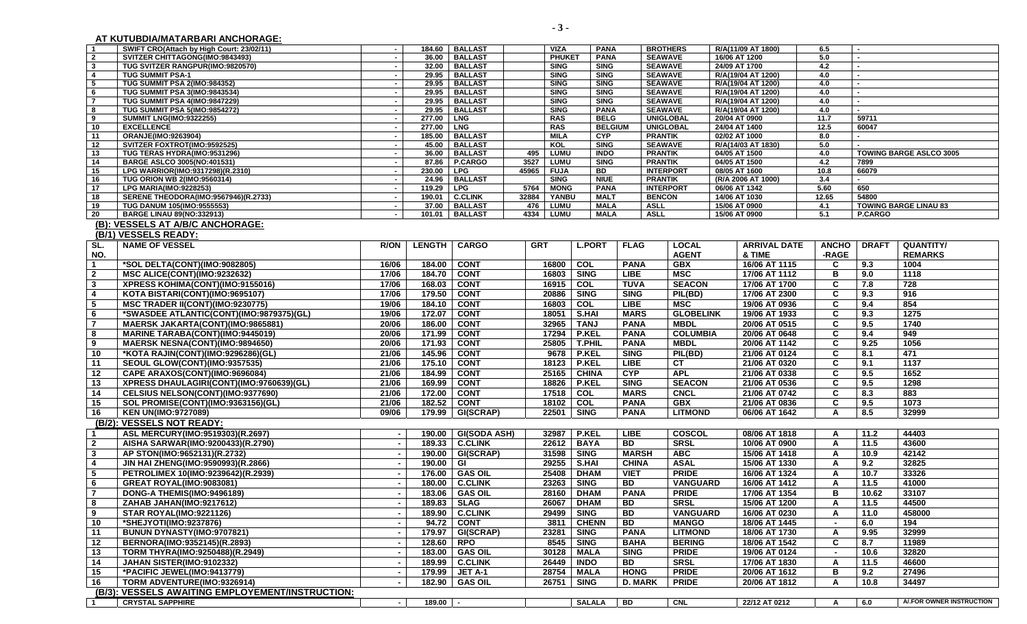## AT KUTUBDIA/MATARBARI ANCHORAGE:

| SL. NO. | NAME OF VESSEL | R/ON | LENGTH | CARGO | GRT | L.PORT | FLAG | LOCAL AGENT | ARRIVAL DATE & TIME | DRAFT | QUANTITY/ REMARKS |
|---|---|---|---|---|---|---|---|---|---|---|---|
| 1 | SWIFT CRO(Attach by High Court: 23/02/11) | - | 184.60 | BALLAST | | VIZA | PANA | BROTHERS | R/A(11/09 AT 1800) | 6.5 | - |
| 2 | SVITZER CHITTAGONG(IMO:9843493) | - | 36.00 | BALLAST | | PHUKET | PANA | SEAWAVE | 16/06 AT 1200 | 5.0 | - |
| 3 | TUG SVITZER RANGPUR(IMO:9820570) | - | 32.00 | BALLAST | | SING | SING | SEAWAVE | 24/09 AT 1700 | 4.2 | - |
| 4 | TUG SUMMIT PSA-1 | - | 29.95 | BALLAST | | SING | SING | SEAWAVE | R/A(19/04 AT 1200) | 4.0 | - |
| 5 | TUG SUMMIT PSA 2(IMO:984352) | - | 29.95 | BALLAST | | SING | SING | SEAWAVE | R/A(19/04 AT 1200) | 4.0 | - |
| 6 | TUG SUMMIT PSA 3(IMO:9843534) | - | 29.95 | BALLAST | | SING | SING | SEAWAVE | R/A(19/04 AT 1200) | 4.0 | - |
| 7 | TUG SUMMIT PSA 4(IMO:9847229) | - | 29.95 | BALLAST | | SING | SING | SEAWAVE | R/A(19/04 AT 1200) | 4.0 | - |
| 8 | TUG SUMMIT PSA 5(IMO:9854272) | - | 29.95 | BALLAST | | SING | PANA | SEAWAVE | R/A(19/04 AT 1200) | 4.0 | - |
| 9 | SUMMIT LNG(IMO:9322255) | - | 277.00 | LNG | | RAS | BELG | UNIGLOBAL | 20/04 AT 0900 | 11.7 | 59711 |
| 10 | EXCELLENCE | - | 277.00 | LNG | | RAS | BELGIUM | UNIGLOBAL | 24/04 AT 1400 | 12.5 | 60047 |
| 11 | ORANJE(IMO:9263904) | - | 185.00 | BALLAST | | MILA | CYP | PRANTIK | 02/02 AT 1000 | 8.0 | - |
| 12 | SVITZER FOXTROT(IMO:9592525) | - | 45.00 | BALLAST | | KOL | SING | SEAWAVE | R/A(14/03 AT 1830) | 5.0 | - |
| 13 | TUG TERAS HYDRA(IMO:9531296) | - | 36.00 | BALLAST | 495 | LUMU | INDO | PRANTIK | 04/05 AT 1500 | 4.0 | TOWING BARGE ASLCO 3005 |
| 14 | BARGE ASLCO 3005(NO:401531) | - | 87.86 | P.CARGO | 3527 | LUMU | SING | PRANTIK | 04/05 AT 1500 | 4.2 | 7899 |
| 15 | LPG WARRIOR(IMO:9317298)(R.2310) | - | 230.00 | LPG | 45965 | FUJA | BD | INTERPORT | 08/05 AT 1600 | 10.8 | 66079 |
| 16 | TUG ORION WB 2(IMO:9560314) | - | 24.96 | BALLAST | | SING | NIUE | PRANTIK | (R/A 2006 AT 1000) | 3.4 | - |
| 17 | LPG MARIA(IMO:9228253) | - | 119.29 | LPG | 5764 | MONG | PANA | INTERPORT | 06/06 AT 1342 | 5.60 | 650 |
| 18 | SERENE THEODORA(IMO:9567946)(R.2733) | - | 190.01 | C.CLINK | 32884 | YANBU | MALT | BENCON | 14/06 AT 1030 | 12.65 | 54800 |
| 19 | TUG DANUM 105(IMO:9555553) | - | 37.00 | BALLAST | 476 | LUMU | MALA | ASLL | 15/06 AT 0900 | 4.1 | TOWING BARGE LINAU 83 |
| 20 | BARGE LINAU 89(NO:332913) | - | 101.01 | BALLAST | 4334 | LUMU | MALA | ASLL | 15/06 AT 0900 | 5.1 | P.CARGO |

## (B): VESSELS AT A/B/C ANCHORAGE:

### (B/1) VESSELS READY:

| SL. NO. | NAME OF VESSEL | R/ON | LENGTH | CARGO | GRT | L.PORT | FLAG | LOCAL AGENT | ARRIVAL DATE & TIME | ANCHO -RAGE | DRAFT | QUANTITY/ REMARKS |
|---|---|---|---|---|---|---|---|---|---|---|---|---|
| 1 | *SOL DELTA(CONT)(IMO:9082805) | 16/06 | 184.00 | CONT | 16800 | COL | PANA | GBX | 16/06 AT 1115 | C | 9.3 | 1004 |
| 2 | MSC ALICE(CONT)(IMO:9232632) | 17/06 | 184.70 | CONT | 16803 | SING | LIBE | MSC | 17/06 AT 1112 | B | 9.0 | 1118 |
| 3 | XPRESS KOHIMA(CONT)(IMO:9155016) | 17/06 | 168.03 | CONT | 16915 | COL | TUVA | SEACON | 17/06 AT 1700 | C | 7.8 | 728 |
| 4 | KOTA BISTARI(CONT)(IMO:9695107) | 17/06 | 179.50 | CONT | 20886 | SING | SING | PIL(BD) | 17/06 AT 2300 | C | 9.3 | 916 |
| 5 | MSC TRADER II(CONT)(IMO:9230775) | 19/06 | 184.10 | CONT | 16803 | COL | LIBE | MSC | 19/06 AT 0936 | C | 9.4 | 854 |
| 6 | *SWASDEE ATLANTIC(CONT)(IMO:9879375)(GL) | 19/06 | 172.07 | CONT | 18051 | S.HAI | MARS | GLOBELINK | 19/06 AT 1933 | C | 9.3 | 1275 |
| 7 | MAERSK JAKARTA(CONT)(IMO:9865881) | 20/06 | 186.00 | CONT | 32965 | TANJ | PANA | MBDL | 20/06 AT 0515 | C | 9.5 | 1740 |
| 8 | MARINE TARABA(CONT)(IMO:9445019) | 20/06 | 171.99 | CONT | 17294 | P.KEL | PANA | COLUMBIA | 20/06 AT 0648 | C | 9.4 | 949 |
| 9 | MAERSK NESNA(CONT)(IMO:9894650) | 20/06 | 171.93 | CONT | 25805 | T.PHIL | PANA | MBDL | 20/06 AT 1142 | C | 9.25 | 1056 |
| 10 | *KOTA RAJIN(CONT)(IMO:9296286)(GL) | 21/06 | 145.96 | CONT | 9678 | P.KEL | SING | PIL(BD) | 21/06 AT 0124 | C | 8.1 | 471 |
| 11 | SEOUL GLOW(CONT)(IMO:9357535) | 21/06 | 175.10 | CONT | 18123 | P.KEL | LIBE | CT | 21/06 AT 0320 | C | 9.1 | 1137 |
| 12 | CAPE ARAXOS(CONT)(IMO:9696084) | 21/06 | 184.99 | CONT | 25165 | CHINA | CYP | APL | 21/06 AT 0338 | C | 9.5 | 1652 |
| 13 | XPRESS DHAULAGIRI(CONT)(IMO:9760639)(GL) | 21/06 | 169.99 | CONT | 18826 | P.KEL | SING | SEACON | 21/06 AT 0536 | C | 9.5 | 1298 |
| 14 | CELSIUS NELSON(CONT)(IMO:9377690) | 21/06 | 172.00 | CONT | 17518 | COL | MARS | CNCL | 21/06 AT 0742 | C | 8.3 | 883 |
| 15 | SOL PROMISE(CONT)(IMO:9363156)(GL) | 21/06 | 182.52 | CONT | 18102 | COL | PANA | GBX | 21/06 AT 0836 | C | 9.5 | 1073 |
| 16 | KEN UN(IMO:9727089) | 09/06 | 179.99 | GI(SCRAP) | 22501 | SING | PANA | LITMOND | 06/06 AT 1642 | A | 8.5 | 32999 |

### (B/2): VESSELS NOT READY:

| SL. NO. | NAME OF VESSEL | R/ON | LENGTH | CARGO | GRT | L.PORT | FLAG | LOCAL AGENT | ARRIVAL DATE & TIME | ANCHO -RAGE | DRAFT | QUANTITY/ REMARKS |
|---|---|---|---|---|---|---|---|---|---|---|---|---|
| 1 | ASL MERCURY(IMO:9519303)(R.2697) | - | 190.00 | GI(SODA ASH) | 32987 | P.KEL | LIBE | COSCOL | 08/06 AT 1818 | A | 11.2 | 44403 |
| 2 | AISHA SARWAR(IMO:9200433)(R.2790) | - | 189.33 | C.CLINK | 22612 | BAYA | BD | SRSL | 10/06 AT 0900 | A | 11.5 | 43600 |
| 3 | AP STON(IMO:9652131)(R.2732) | - | 190.00 | GI(SCRAP) | 31598 | SING | MARSH | ABC | 15/06 AT 1418 | A | 10.9 | 42142 |
| 4 | JIN HAI ZHENG(IMO:9590993)(R.2866) | - | 190.00 | GI | 29255 | S.HAI | CHINA | ASAL | 15/06 AT 1330 | A | 9.2 | 32825 |
| 5 | PETROLIMEX 10(IMO:9239642)(R.2939) | - | 176.00 | GAS OIL | 25408 | DHAM | VIET | PRIDE | 16/06 AT 1324 | A | 10.7 | 33326 |
| 6 | GREAT ROYAL(IMO:9083081) | - | 180.00 | C.CLINK | 23263 | SING | BD | VANGUARD | 16/06 AT 1412 | A | 11.5 | 41000 |
| 7 | DONG-A THEMIS(IMO:9496189) | - | 183.06 | GAS OIL | 28160 | DHAM | PANA | PRIDE | 17/06 AT 1354 | B | 10.62 | 33107 |
| 8 | ZAHAB JAHAN(IMO:9217612) | - | 189.83 | SLAG | 26067 | DHAM | BD | SRSL | 15/06 AT 1200 | A | 11.5 | 44500 |
| 9 | STAR ROYAL(IMO:9221126) | - | 189.90 | C.CLINK | 29499 | SING | BD | VANGUARD | 16/06 AT 0230 | A | 11.0 | 458000 |
| 10 | *SHEJYOTI(IMO:9237876) | - | 94.72 | CONT | 3811 | CHENN | BD | MANGO | 18/06 AT 1445 | - | 6.0 | 194 |
| 11 | BUNUN DYNASTY(IMO:9707821) | - | 179.97 | GI(SCRAP) | 23281 | SING | PANA | LITMOND | 18/06 AT 1730 | A | 9.95 | 32999 |
| 12 | BERNORA(IMO:9352145)(R.2893) | - | 128.60 | RPO | 8545 | SING | BAHA | BERING | 18/06 AT 1542 | C | 8.7 | 11989 |
| 13 | TORM THYRA(IMO:9250488)(R.2949) | - | 183.00 | GAS OIL | 30128 | MALA | SING | PRIDE | 19/06 AT 0124 | - | 10.6 | 32820 |
| 14 | JAHAN SISTER(IMO:9102332) | - | 189.99 | C.CLINK | 26449 | INDO | BD | SRSL | 17/06 AT 1830 | A | 11.5 | 46600 |
| 15 | *PACIFIC JEWEL(IMO:9413779) | - | 179.99 | JET A-1 | 28754 | MALA | HONG | PRIDE | 20/06 AT 1612 | B | 9.2 | 27496 |
| 16 | TORM ADVENTURE(IMO:9326914) | - | 182.90 | GAS OIL | 26751 | SING | D. MARK | PRIDE | 20/06 AT 1812 | A | 10.8 | 34497 |

### (B/3): VESSELS AWAITING EMPLOYEMENT/INSTRUCTION:

| SL. NO. | NAME OF VESSEL | R/ON | LENGTH | CARGO | GRT | L.PORT | FLAG | LOCAL AGENT | ARRIVAL DATE & TIME | ANCHO -RAGE | DRAFT | QUANTITY/ REMARKS |
|---|---|---|---|---|---|---|---|---|---|---|---|---|
| 1 | CRYSTAL SAPPHIRE | - | 189.00 | - | | SALALA | BD | CNL | 22/12 AT 0212 | A | 6.0 | A/.FOR OWNER INSTRUCTION |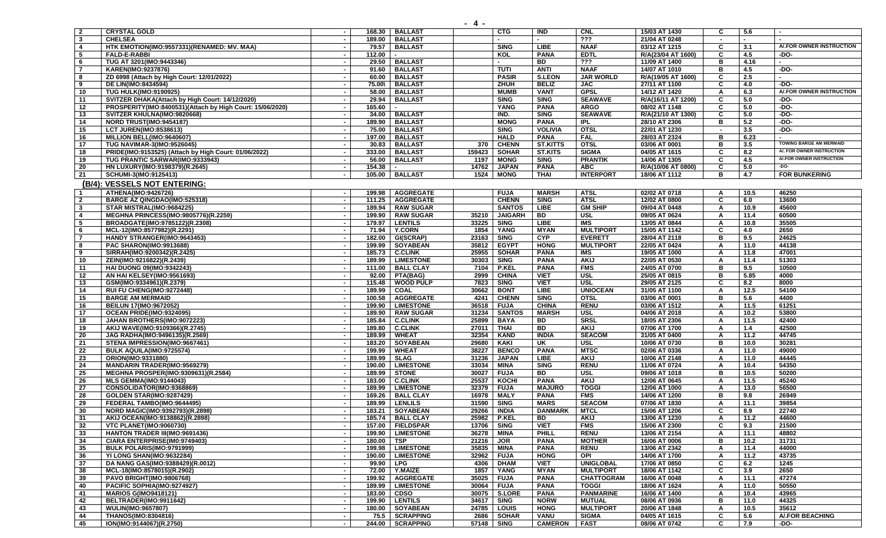| | | | | | | | | | | | | |
|---|---|---|---|---|---|---|---|---|---|---|---|---|
| 2 | CRYSTAL GOLD | - | 168.30 | BALLAST | | CTG | IND | CNL | 15/03 AT 1430 | C | 5.6 | - |
| 3 | CHELSEA | - | 189.00 | BALLAST | | - | - | ??? | 21/04 AT 0248 | - | - | - |
| 4 | HTK EMOTION(IMO:9557331)(RENAMED: MV. MAA) | - | 79.57 | BALLAST | | SING | LIBE | NAAF | 03/12 AT 1215 | C | 3.1 | A/.FOR OWNER INSTRUCTION |
| 5 | FALD-E-RABBI | - | 112.00 | - | | KOL | PANA | EDTL | R/A(23/04 AT 1600) | C | 4.5 | -DO- |
| 6 | TUG AT 3201(IMO:9443346) | - | 29.50 | BALLAST | | - | BD | ??? | 11/09 AT 1400 | B | 4.16 | - |
| 7 | KAREN(IMO:9237876) | - | 91.60 | BALLAST | | TUTI | ANTI | NAAF | 14/07 AT 1010 | B | 4.5 | -DO- |
| 8 | ZD 6998 (Attach by High Court: 12/01/2022) | - | 60.00 | BALLAST | | PASIR | S.LEON | JAR WORLD | R/A(19/05 AT 1600) | C | 2.5 | - |
| 9 | DE LIN(IMO:8434594) | - | 75.00\ | BALLAST | | ZHUH | BELIZ | JAC | 27/11 AT 1100 | C | 4.0 | -DO- |
| 10 | TUG HULK(IMO:9190925) | - | 58.00 | BALLAST | | MUMB | VANT | GPSL | 14/12 AT 1420 | A | 6.3 | A/.FOR OWNER INSTRUCTION |
| 11 | SVITZER DHAKA(Attach by High Court: 14/12/2020) | - | 29.94 | BALLAST | | SING | SING | SEAWAVE | R/A(16/11 AT 1200) | C | 5.0 | -DO- |
| 12 | PROSPERITY(IMO:8400531)(Attach by High Court: 15/06/2020) | - | 165.60 | - | | YANG | PANA | ARGO | 08/02 AT 1148 | C | 5.0 | -DO- |
| 13 | SVITZER KHULNA(IMO:9820668) | - | 34.00 | BALLAST | | IND. | SING | SEAWAVE | R/A(21/10 AT 1300) | C | 5.0 | -DO- |
| 14 | NORD TRUST(IMO:9454187) | - | 189.90 | BALLAST | | MONG | PANA | IPL | 28/10 AT 2306 | B | 5.2 | -DO- |
| 15 | LCT JUREN(IMO:8538613) | - | 75.00 | BALLAST | | SING | VOLIVIA | OTSL | 22/01 AT 1230 | - | 3.5 | -DO- |
| 16 | MILLION BELL(IMO:9640607) | - | 197.00 | BALLAST | | HALD | PANA | FAL | 28/03 AT 2324 | B | 6.23 | - |
| 17 | TUG NAVIMAR-3(IMO:9526045) | - | 30.83 | BALLAST | 370 | CHENN | ST.KITTS | OTSL | 03/06 AT 0001 | B | 3.5 | TOWING BARGE AM MERMAID |
| 18 | PRIDE(IMO:9153525) (Attach by High Court: 01/06/2022) | - | 333.00 | BALLAST | 159423 | SOHAR | ST.KITS | SIGMA | 04/05 AT 1615 | C | 8.2 | A/. FOR OWNER INSTRUCTION |
| 19 | TUG PRANTIC SARWAR(IMO:9333943) | - | 56.00 | BALLAST | 1197 | MONG | SING | PRANTIK | 14/06 AT 1305 | C | 4.5 | A/.FOR OWNER INSTRUCTION |
| 20 | HN LUXURY(IMO:9198379)(R.2645) | - | 154.38 | - | 14762 | JAPAN | PANA | ABC | R/A(10/06 AT 0800) | C | 5.0 | -DO- |
| 21 | SCHUMI-3(IMO:9125413) | - | 105.00 | BALLAST | 1524 | MONG | THAI | INTERPORT | 18/06 AT 1112 | B | 4.7 | FOR BUNKERING |

## (B/4): VESSELS NOT ENTERING:

| | | | | | | | | | | | | |
|---|---|---|---|---|---|---|---|---|---|---|---|---|
| 1 | ATHENA(IMO:9426726) | - | 199.98 | AGGREGATE | | FUJA | MARSH | ATSL | 02/02 AT 0718 | A | 10.5 | 46250 |
| 2 | BARGE AZ QINGDAO(IMO:525318) | - | 111.25 | AGGREGATE | | CHENN | SING | ATSL | 12/02 AT 0800 | C | 6.0 | 13600 |
| 3 | STAR MISTRAL(IMO:9684225) | - | 189.94 | RAW SUGAR | | SANTOS | LIBE | GM SHIP | 09/04 AT 0448 | A | 10.9 | 45600 |
| 4 | MEGHNA PRINCESS(IMO:9805776)(R.2259) | - | 199.90 | RAW SUGAR | 35210 | JAIGARH | BD | USL | 09/05 AT 0624 | A | 11.4 | 60500 |
| 5 | BROADGATE(IMO:9785122)(R.2308) | - | 179.97 | LENTILS | 33225 | SING | LIBE | IMS | 13/05 AT 0844 | A | 10.8 | 35505 |
| 6 | MCL-12(IMO:8577982)(R.2291) | - | 71.94 | Y.CORN | 1854 | YANG | MYAN | MULTIPORT | 15/05 AT 1142 | C | 4.0 | 2650 |
| 7 | HANDY STRANGER(IMO:9643453) | - | 182.00 | GI(SCRAP) | 23163 | SING | CYP | EVERETT | 28/04 AT 2118 | B | 9.5 | 24625 |
| 8 | PAC SHARON(IMO:9913688) | - | 199.99 | SOYABEAN | 35812 | EGYPT | HONG | MULTIPORT | 22/05 AT 0424 | A | 11.0 | 44138 |
| 9 | SIRRAH(IMO:9200342)(R.2425) | - | 185.73 | C.CLINK | 25955 | SOHAR | PANA | IMS | 19/05 AT 1000 | A | 11.8 | 47001 |
| 10 | ZEIN(IMO:9216822)(R.2439) | - | 189.99 | LIMESTONE | 30303 | SING | PANA | AKIJ | 22/05 AT 0530 | A | 11.4 | 51303 |
| 11 | HAI DUONG 09(IMO:9342243) | - | 111.00 | BALL CLAY | 7104 | P.KEL | PANA | FMS | 24/05 AT 0700 | B | 9.5 | 10500 |
| 12 | AN HAI KELSEY(IMO:9561693) | - | 92.00 | PTA(BAG) | 2999 | CHINA | VIET | USL | 25/05 AT 0815 | B | 5.85 | 4000 |
| 13 | GSM(IMO:9334961)(R.2379) | - | 115.48 | WOOD PULP | 7823 | SING | VIET | USL | 29/05 AT 2125 | C | 8.2 | 8000 |
| 14 | RUI FU CHENG(IMO:9272448) | - | 189.99 | COAL | 30662 | BONT | LIBE | UNIOCEAN | 31/05 AT 1100 | A | 12.5 | 54100 |
| 15 | BARGE AM MERMAID | - | 100.58 | AGGREGATE | 4241 | CHENN | SING | OTSL | 03/06 AT 0001 | B | 5.6 | 4400 |
| 16 | BEILUN 17(IMO:9672052) | - | 199.90 | LIMESTONE | 36518 | FUJA | CHINA | RENU | 03/06 AT 1512 | A | 11.5 | 61251 |
| 17 | OCEAN PRIDE(IMO:9324095) | - | 189.90 | RAW SUGAR | 31234 | SANTOS | MARSH | USL | 04/06 AT 2018 | A | 10.2 | 53800 |
| 18 | JAHAN BROTHERS(IMO:9072223) | - | 185.84 | C.CLINK | 25899 | BAYA | BD | SRSL | 18/05 AT 2306 | A | 11.5 | 42400 |
| 19 | AKIJ WAVE(IMO:9109366)(R.2745) | - | 189.80 | C.CLINK | 27011 | THAI | BD | AKIJ | 07/06 AT 1700 | A | 1.4 | 42500 |
| 20 | JAG RADHA(IMO:9496135)(R.2569) | - | 189.99 | WHEAT | 32354 | KAND | INDIA | SEACOM | 31/05 AT 0400 | A | 11.2 | 44745 |
| 21 | STENA IMPRESSION(IMO:9667461) | - | 183.20 | SOYABEAN | 29680 | KAKI | UK | USL | 10/06 AT 0730 | B | 10.0 | 30281 |
| 22 | BULK AQUILA(IMO:9725574) | - | 199.99 | WHEAT | 38227 | BENCO | PANA | MTSC | 02/06 AT 0336 | A | 11.0 | 49000 |
| 23 | ORION(IMO:9331880) | - | 189.99 | SLAG | 31236 | JAPAN | LIBE | AKIJ | 10/06 AT 2148 | A | 11.0 | 44445 |
| 24 | MANDARIN TRADER(IMO:9569279) | - | 190.00 | LIMESTONE | 33034 | MINA | SING | RENU | 11/06 AT 0724 | A | 10.4 | 54350 |
| 25 | MEGHNA PROSPER(IMO:9309631)(R.2584) | - | 189.99 | STONE | 30027 | FUJA | BD | USL | 09/06 AT 1018 | B | 10.5 | 50200 |
| 26 | MLS GEMMA(IMO:9144043) | - | 183.00 | C.CLINK | 25537 | KOCHI | PANA | AKIJ | 12/06 AT 0645 | A | 11.5 | 45240 |
| 27 | CONSOLIDATOR(IMO:9368869) | - | 189.99 | LIMESTONE | 32379 | FUJA | MAJURO | TOGGI | 12/06 AT 1000 | A | 13.0 | 56500 |
| 28 | GOLDEN STAR(IMO:9287429) | - | 169.26 | BALL CLAY | 16978 | MALY | PANA | FMS | 14/06 AT 1200 | B | 9.8 | 26949 |
| 29 | FEDERAL TAMBO(IMO:9644495) | - | 189.99 | LENLILS | 31590 | SING | MARS | SEACOM | 07/06 AT 1830 | A | 11.1 | 39854 |
| 30 | NORD MAGIC(IMO:9392793)(R.2898) | - | 183.21 | SOYABEAN | 29266 | INDIA | DANMARK | MTCL | 15/06 AT 1206 | C | 8.9 | 22740 |
| 31 | AKIJ OCEAN(IMO:9138862)(R.2898) | - | 185.74 | BALL CLAY | 25982 | P.KEL | BD | AKIJ | 13/06 AT 1230 | A | 11.2 | 44600 |
| 32 | VTC PLANET(IMO:9060730) | - | 157.00 | FIELDSPAR | 13706 | SING | VIET | FMS | 15/06 AT 2300 | C | 9.3 | 21500 |
| 33 | HANTON TRADER III(IMO:9691436) | - | 199.90 | LIMESTONE | 36278 | MINA | PHILL | RENU | 13/06 AT 2154 | A | 11.1 | 48802 |
| 34 | CIARA ENTERPRISE(IM0:9749403) | - | 180.00 | TSP | 21216 | JOR | PANA | MOTHER | 16/06 AT 0006 | B | 10.2 | 31731 |
| 35 | BULK POLARIS(IMO:9791999) | - | 199.98 | LIMESTONE | 35835 | MINA | PANA | RENU | 13/06 AT 2342 | A | 11.4 | 44000 |
| 36 | YI LONG SHAN(IMO:9632284) | - | 190.00 | LIMESTONE | 32962 | FUJA | HONG | OPI | 14/06 AT 1700 | A | 11.2 | 43735 |
| 37 | DA NANG GAS(IMO:9388429)(R.0012) | - | 99.90 | LPG | 4306 | DHAM | VIET | UNIGLOBAL | 17/06 AT 0850 | C | 6.2 | 1245 |
| 38 | MCL-18(IMO:8578015)(R.2902) | - | 72.00 | Y.MAIZE | 1857 | YANG | MYAN | MULTIPORT | 18/06 AT 1142 | C | 3.9 | 2650 |
| 39 | PAVO BRIGHT(IMO:9806768) | - | 199.92 | AGGREGATE | 35025 | FUJA | PANA | CHATTOGRAM | 16/06 AT 0048 | A | 11.1 | 47274 |
| 40 | PACIFIC SOPHIA(IMO:9274927) | - | 189.99 | LIMESTONE | 30064 | FUJA | PANA | TOGGI | 18/06 AT 1624 | A | 11.0 | 50550 |
| 41 | MARIOS G(IMO9418121) | - | 183.00 | CDSO | 30075 | S.LORE | PANA | PANMARINE | 16/06 AT 1400 | A | 10.4 | 43965 |
| 42 | BELTRADER(IMO:9911642) | - | 199.90 | LENTILS | 34617 | SING | NORW | MUTUAL | 08/06 AT 0936 | B | 11.0 | 44325 |
| 43 | WULIN(IMO:9657807) | - | 180.00 | SOYABEAN | 24785 | LOUIS | HONG | MULTIPORT | 20/06 AT 1848 | A | 10.5 | 35612 |
| 44 | THANOS(IMO:8304816) | - | 75.5 | SCRAPPING | 2686 | SOHAR | VANU | SIGMA | 04/05 AT 1615 | C | 5.6 | A/.FOR BEACHING |
| 45 | ION(IMO:9144067)(R.2750) | - | 244.00 | SCRAPPING | 57148 | SING | CAMERON | FAST | 08/06 AT 0742 | C | 7.9 | -DO- |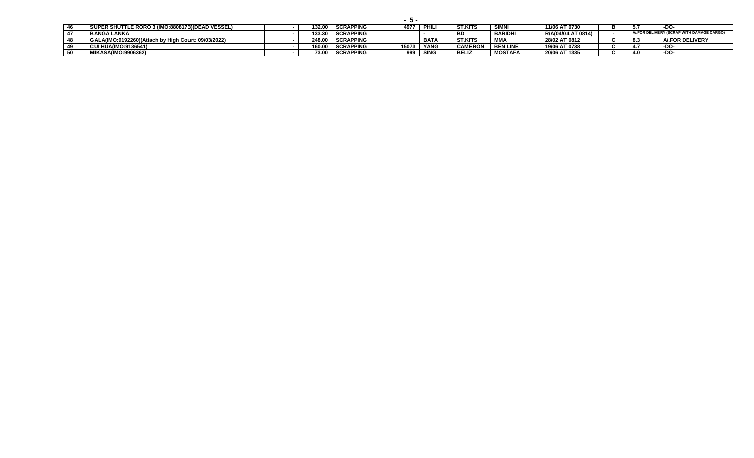| | | | | | | | | | | | | |
|---|---|---|---|---|---|---|---|---|---|---|---|---|
| 46 | SUPER SHUTTLE RORO 3 (IMO:8808173)(DEAD VESSEL) | | - | 132.00 | SCRAPPING | 4977 | PHILI | ST.KITS | SIMNI | 11/06 AT 0730 | B | 5.7 | -DO- |
| 47 | BANGA LANKA | | - | 133.30 | SCRAPPING | | - | BD | BARIDHI | R/A(04/04 AT 0814) | - | A/.FOR DELIVERY (SCRAP WITH DAMAGE CARGO) | |
| 48 | GALA(IMO:9192260)(Attach by High Court: 09/03/2022) | | - | 248.00 | SCRAPPING | | BATA | ST.KITS | MMA | 28/02 AT 0812 | C | 8.3 | A/.FOR DELIVERY |
| 49 | CUI HUA(IMO:9136541) | | - | 160.00 | SCRAPPING | 15073 | YANG | CAMERON | BEN LINE | 19/06 AT 0738 | C | 4.7 | -DO- |
| 50 | MIKASA(IMO:9906362) | | - | 73.00 | SCRAPPING | 999 | SING | BELIZ | MOSTAFA | 20/06 AT 1335 | C | 4.0 | -DO- |